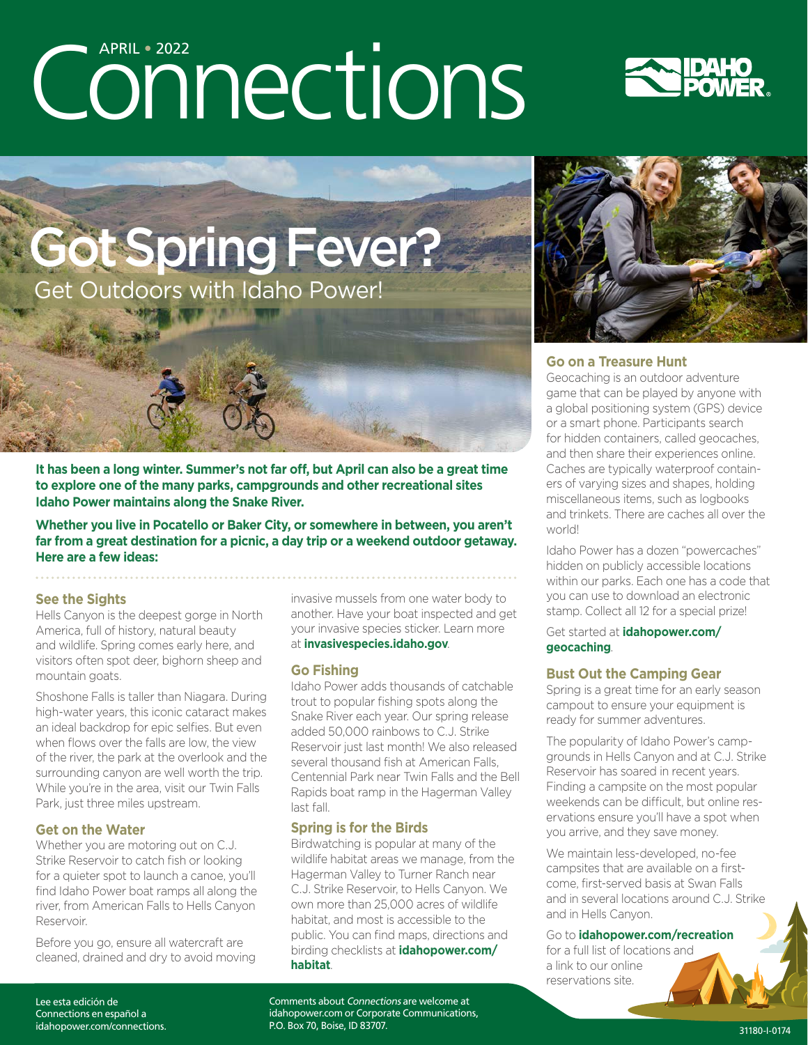APRIL • 2022

# Connections

# Got Spring Fever?

## Get Outdoors with Idaho Power!

**It has been a long winter. Summer's not far off, but April can also be a great time to explore one of the many parks, campgrounds and other recreational sites Idaho Power maintains along the Snake River.**

**Whether you live in Pocatello or Baker City, or somewhere in between, you aren't far from a great destination for a picnic, a day trip or a weekend outdoor getaway. Here are a few ideas:**

### See the Sights

Hells Canyon is the deepest gorge in North America, full of history, natural beauty and wildlife. Spring comes early here, and visitors often spot deer, bighorn sheep and mountain goats.

Shoshone Falls is taller than Niagara. During high-water years, this iconic cataract makes an ideal backdrop for epic selfies. But even when flows over the falls are low, the view of the river, the park at the overlook and the surrounding canyon are well worth the trip. While you're in the area, visit our Twin Falls Park, just three miles upstream.

### Get on the Water

Whether you are motoring out on C.J. Strike Reservoir to catch fish or looking for a quieter spot to launch a canoe, you'll find Idaho Power boat ramps all along the river, from American Falls to Hells Canyon Reservoir.

Before you go, ensure all watercraft are cleaned, drained and dry to avoid moving invasive mussels from one water body to another. Have your boat inspected and get your invasive species sticker. Learn more at **invasivespecies.idaho.gov**.

### Go Fishing

Idaho Power adds thousands of catchable trout to popular fishing spots along the Snake River each year. Our spring release added 50,000 rainbows to C.J. Strike Reservoir just last month! We also released several thousand fish at American Falls, Centennial Park near Twin Falls and the Bell Rapids boat ramp in the Hagerman Valley last fall.

### Spring is for the Birds

Birdwatching is popular at many of the wildlife habitat areas we manage, from the Hagerman Valley to Turner Ranch near C.J. Strike Reservoir, to Hells Canyon. We own more than 25,000 acres of wildlife habitat, and most is accessible to the public. You can find maps, directions and birding checklists at **idahopower.com/habitat**.

### Go on a Treasure Hunt

Geocaching is an outdoor adventure game that can be played by anyone with a global positioning system (GPS) device or a smart phone. Participants search for hidden containers, called geocaches, and then share their experiences online. Caches are typically waterproof containers of varying sizes and shapes, holding miscellaneous items, such as logbooks and trinkets. There are caches all over the world!

Idaho Power has a dozen "powercaches" hidden on publicly accessible locations within our parks. Each one has a code that you can use to download an electronic stamp. Collect all 12 for a special prize!

Get started at **idahopower.com/geocaching**.

### Bust Out the Camping Gear

Spring is a great time for an early season campout to ensure your equipment is ready for summer adventures.

The popularity of Idaho Power's campgrounds in Hells Canyon and at C.J. Strike Reservoir has soared in recent years. Finding a campsite on the most popular weekends can be difficult, but online reservations ensure you'll have a spot when you arrive, and they save money.

We maintain less-developed, no-fee campsites that are available on a first-come, first-served basis at Swan Falls and in several locations around C.J. Strike and in Hells Canyon.

Go to **idahopower.com/recreation** for a full list of locations and a link to our online reservations site.

Lee esta edición de Connections en español a idahopower.com/connections.

Comments about *Connections* are welcome at idahopower.com or Corporate Communications, P.O. Box 70, Boise, ID 83707.

31180-I-0174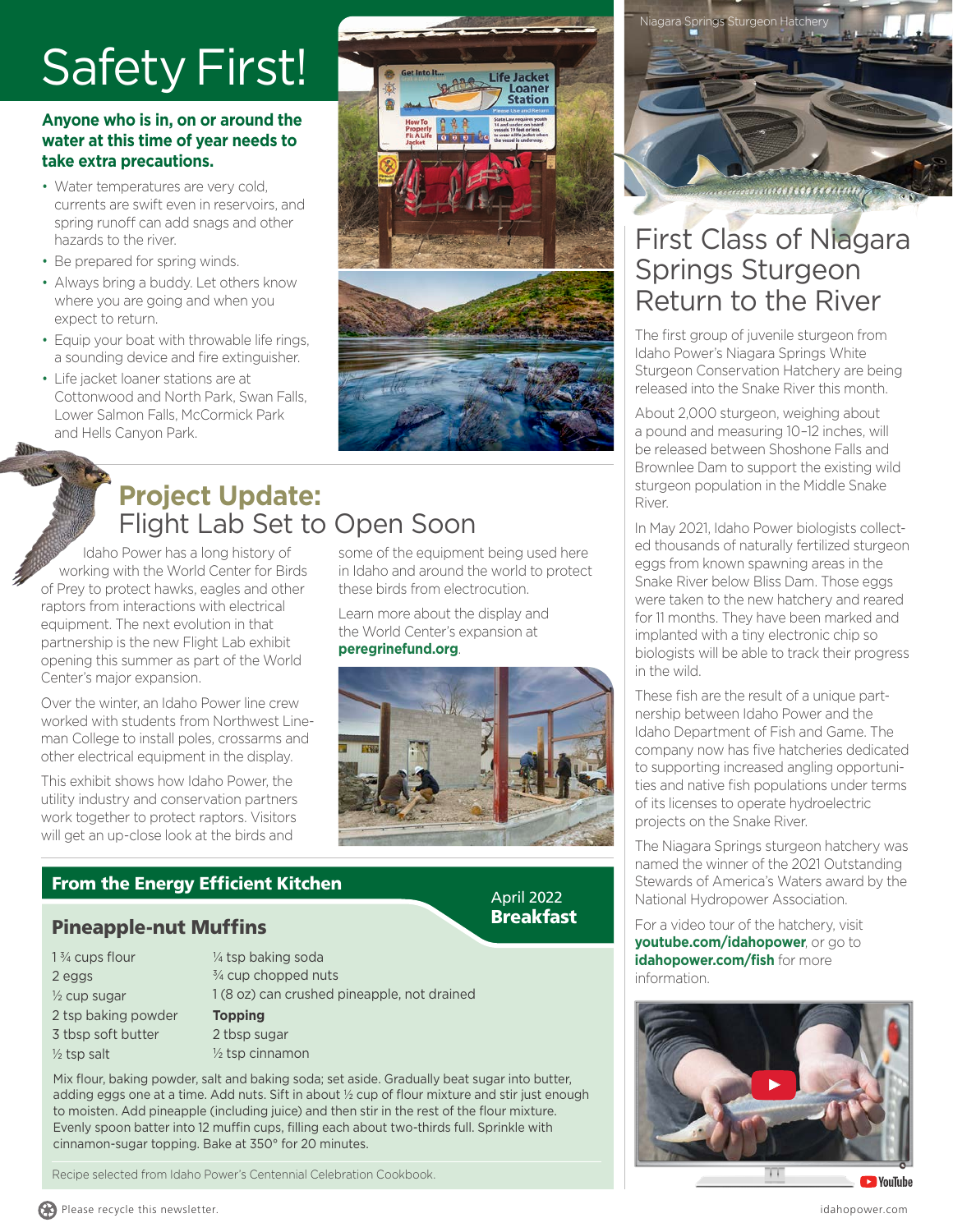# Safety First!

**Anyone who is in, on or around the water at this time of year needs to take extra precautions.**

- Water temperatures are very cold, currents are swift even in reservoirs, and spring runoff can add snags and other hazards to the river.
- Be prepared for spring winds.
- Always bring a buddy. Let others know where you are going and when you expect to return.
- Equip your boat with throwable life rings, a sounding device and fire extinguisher.
- Life jacket loaner stations are at Cottonwood and North Park, Swan Falls, Lower Salmon Falls, McCormick Park and Hells Canyon Park.

## Project Update: Flight Lab Set to Open Soon

Idaho Power has a long history of working with the World Center for Birds of Prey to protect hawks, eagles and other raptors from interactions with electrical equipment. The next evolution in that partnership is the new Flight Lab exhibit opening this summer as part of the World Center's major expansion.

Over the winter, an Idaho Power line crew worked with students from Northwest Lineman College to install poles, crossarms and other electrical equipment in the display.

This exhibit shows how Idaho Power, the utility industry and conservation partners work together to protect raptors. Visitors will get an up-close look at the birds and some of the equipment being used here in Idaho and around the world to protect these birds from electrocution.

Learn more about the display and the World Center's expansion at **peregrinefund.org**.

## From the Energy Efficient Kitchen

April 2022
**Breakfast**

### Pineapple-nut Muffins

- 1 ¾ cups flour
- 2 eggs
- ½ cup sugar
- 2 tsp baking powder
- 3 tbsp soft butter
- ½ tsp salt
- ¼ tsp baking soda
- ¾ cup chopped nuts
- 1 (8 oz) can crushed pineapple, not drained

**Topping**

- 2 tbsp sugar
- ½ tsp cinnamon

Mix flour, baking powder, salt and baking soda; set aside. Gradually beat sugar into butter, adding eggs one at a time. Add nuts. Sift in about ½ cup of flour mixture and stir just enough to moisten. Add pineapple (including juice) and then stir in the rest of the flour mixture. Evenly spoon batter into 12 muffin cups, filling each about two-thirds full. Sprinkle with cinnamon-sugar topping. Bake at 350° for 20 minutes.

Recipe selected from Idaho Power's Centennial Celebration Cookbook.

Niagara Springs Sturgeon Hatchery

## First Class of Niagara Springs Sturgeon Return to the River

The first group of juvenile sturgeon from Idaho Power's Niagara Springs White Sturgeon Conservation Hatchery are being released into the Snake River this month.

About 2,000 sturgeon, weighing about a pound and measuring 10–12 inches, will be released between Shoshone Falls and Brownlee Dam to support the existing wild sturgeon population in the Middle Snake River.

In May 2021, Idaho Power biologists collected thousands of naturally fertilized sturgeon eggs from known spawning areas in the Snake River below Bliss Dam. Those eggs were taken to the new hatchery and reared for 11 months. They have been marked and implanted with a tiny electronic chip so biologists will be able to track their progress in the wild.

These fish are the result of a unique partnership between Idaho Power and the Idaho Department of Fish and Game. The company now has five hatcheries dedicated to supporting increased angling opportunities and native fish populations under terms of its licenses to operate hydroelectric projects on the Snake River.

The Niagara Springs sturgeon hatchery was named the winner of the 2021 Outstanding Stewards of America's Waters award by the National Hydropower Association.

For a video tour of the hatchery, visit **youtube.com/idahopower**, or go to **idahopower.com/fish** for more information.

Please recycle this newsletter.